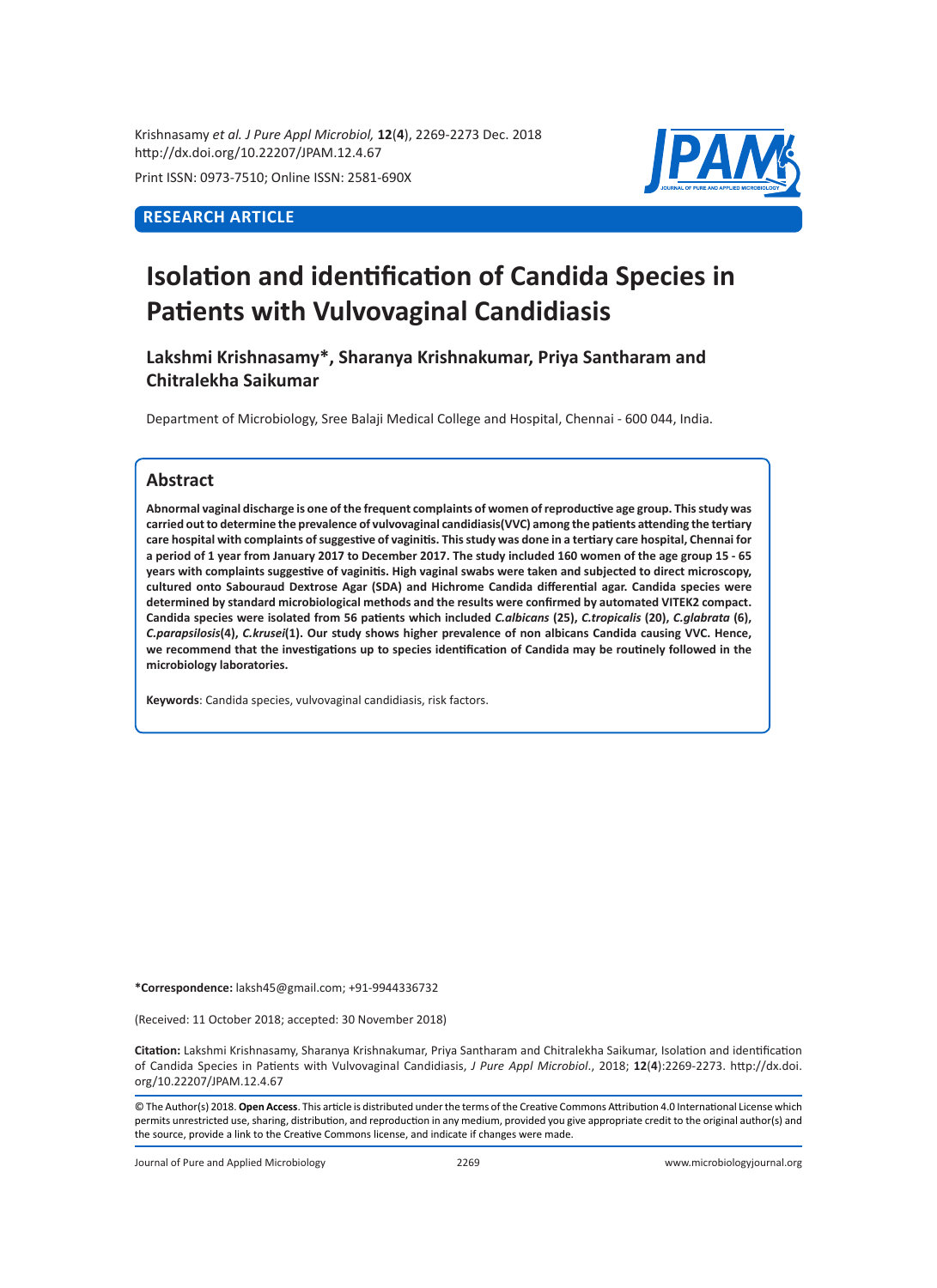Krishnasamy *et al. J Pure Appl Microbiol,* **12**(**4**), 2269-2273 Dec. 2018
http://dx.doi.org/10.22207/JPAM.12.4.67

Print ISSN: 0973-7510; Online ISSN: 2581-690X

**RESEARCH ARTICLE**

# Isolation and identification of Candida Species in Patients with Vulvovaginal Candidiasis

**Lakshmi Krishnasamy*, Sharanya Krishnakumar, Priya Santharam and Chitralekha Saikumar**

Department of Microbiology, Sree Balaji Medical College and Hospital, Chennai - 600 044, India.

## Abstract

**Abnormal vaginal discharge is one of the frequent complaints of women of reproductive age group. This study was carried out to determine the prevalence of vulvovaginal candidiasis(VVC) among the patients attending the tertiary care hospital with complaints of suggestive of vaginitis. This study was done in a tertiary care hospital, Chennai for a period of 1 year from January 2017 to December 2017. The study included 160 women of the age group 15 - 65 years with complaints suggestive of vaginitis. High vaginal swabs were taken and subjected to direct microscopy, cultured onto Sabouraud Dextrose Agar (SDA) and Hichrome Candida differential agar. Candida species were determined by standard microbiological methods and the results were confirmed by automated VITEK2 compact. Candida species were isolated from 56 patients which included *C.albicans* (25), *C.tropicalis* (20), *C.glabrata* (6), *C.parapsilosis*(4), *C.krusei*(1). Our study shows higher prevalence of non albicans Candida causing VVC. Hence, we recommend that the investigations up to species identification of Candida may be routinely followed in the microbiology laboratories.**

**Keywords**: Candida species, vulvovaginal candidiasis, risk factors.

**\*Correspondence:** laksh45@gmail.com; +91-9944336732

(Received: 11 October 2018; accepted: 30 November 2018)

**Citation:** Lakshmi Krishnasamy, Sharanya Krishnakumar, Priya Santharam and Chitralekha Saikumar, Isolation and identification of Candida Species in Patients with Vulvovaginal Candidiasis, *J Pure Appl Microbiol.*, 2018; **12**(**4**):2269-2273. http://dx.doi.org/10.22207/JPAM.12.4.67

© The Author(s) 2018. **Open Access**. This article is distributed under the terms of the Creative Commons Attribution 4.0 International License which permits unrestricted use, sharing, distribution, and reproduction in any medium, provided you give appropriate credit to the original author(s) and the source, provide a link to the Creative Commons license, and indicate if changes were made.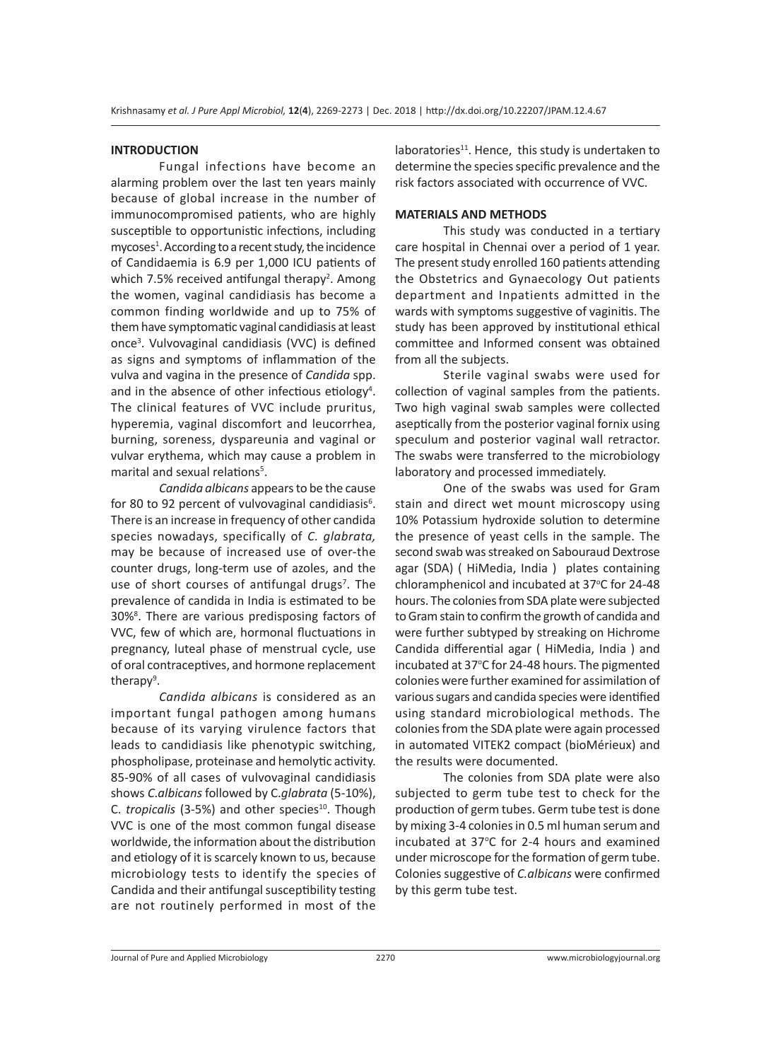## INTRODUCTION

Fungal infections have become an alarming problem over the last ten years mainly because of global increase in the number of immunocompromised patients, who are highly susceptible to opportunistic infections, including mycoses[1]. According to a recent study, the incidence of Candidaemia is 6.9 per 1,000 ICU patients of which 7.5% received antifungal therapy[2]. Among the women, vaginal candidiasis has become a common finding worldwide and up to 75% of them have symptomatic vaginal candidiasis at least once[3]. Vulvovaginal candidiasis (VVC) is defined as signs and symptoms of inflammation of the vulva and vagina in the presence of *Candida* spp. and in the absence of other infectious etiology[4]. The clinical features of VVC include pruritus, hyperemia, vaginal discomfort and leucorrhea, burning, soreness, dyspareunia and vaginal or vulvar erythema, which may cause a problem in marital and sexual relations[5].

*Candida albicans* appears to be the cause for 80 to 92 percent of vulvovaginal candidiasis[6]. There is an increase in frequency of other candida species nowadays, specifically of *C. glabrata,* may be because of increased use of over-the counter drugs, long-term use of azoles, and the use of short courses of antifungal drugs[7]. The prevalence of candida in India is estimated to be 30%[8]. There are various predisposing factors of VVC, few of which are, hormonal fluctuations in pregnancy, luteal phase of menstrual cycle, use of oral contraceptives, and hormone replacement therapy[9].

*Candida albicans* is considered as an important fungal pathogen among humans because of its varying virulence factors that leads to candidiasis like phenotypic switching, phospholipase, proteinase and hemolytic activity. 85-90% of all cases of vulvovaginal candidiasis shows *C.albicans* followed by C.*glabrata* (5-10%), C. *tropicalis* (3-5%) and other species[10]. Though VVC is one of the most common fungal disease worldwide, the information about the distribution and etiology of it is scarcely known to us, because microbiology tests to identify the species of Candida and their antifungal susceptibility testing are not routinely performed in most of the laboratories[11]. Hence, this study is undertaken to determine the species specific prevalence and the risk factors associated with occurrence of VVC.

## MATERIALS AND METHODS

This study was conducted in a tertiary care hospital in Chennai over a period of 1 year. The present study enrolled 160 patients attending the Obstetrics and Gynaecology Out patients department and Inpatients admitted in the wards with symptoms suggestive of vaginitis. The study has been approved by institutional ethical committee and Informed consent was obtained from all the subjects.

Sterile vaginal swabs were used for collection of vaginal samples from the patients. Two high vaginal swab samples were collected aseptically from the posterior vaginal fornix using speculum and posterior vaginal wall retractor. The swabs were transferred to the microbiology laboratory and processed immediately.

One of the swabs was used for Gram stain and direct wet mount microscopy using 10% Potassium hydroxide solution to determine the presence of yeast cells in the sample. The second swab was streaked on Sabouraud Dextrose agar (SDA) ( HiMedia, India ) plates containing chloramphenicol and incubated at 37°C for 24-48 hours. The colonies from SDA plate were subjected to Gram stain to confirm the growth of candida and were further subtyped by streaking on Hichrome Candida differential agar ( HiMedia, India ) and incubated at 37°C for 24-48 hours. The pigmented colonies were further examined for assimilation of various sugars and candida species were identified using standard microbiological methods. The colonies from the SDA plate were again processed in automated VITEK2 compact (bioMérieux) and the results were documented.

The colonies from SDA plate were also subjected to germ tube test to check for the production of germ tubes. Germ tube test is done by mixing 3-4 colonies in 0.5 ml human serum and incubated at 37°C for 2-4 hours and examined under microscope for the formation of germ tube. Colonies suggestive of *C.albicans* were confirmed by this germ tube test.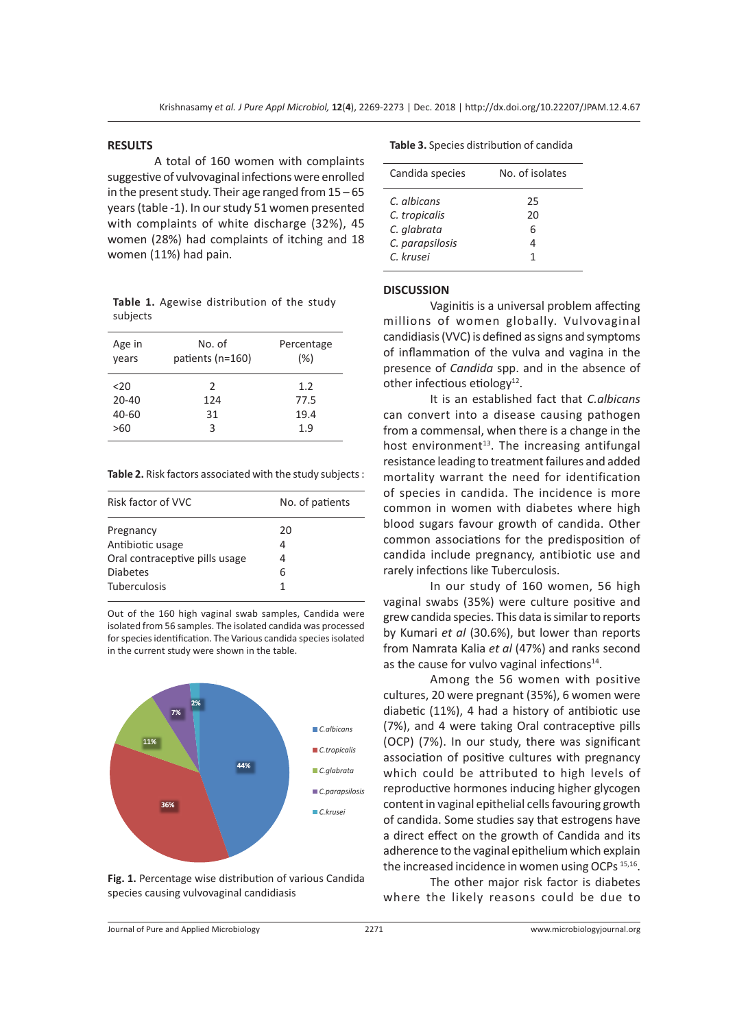## RESULTS

A total of 160 women with complaints suggestive of vulvovaginal infections were enrolled in the present study. Their age ranged from 15 – 65 years (table -1). In our study 51 women presented with complaints of white discharge (32%), 45 women (28%) had complaints of itching and 18 women (11%) had pain.

**Table 1.** Agewise distribution of the study subjects

| Age in years | No. of patients (n=160) | Percentage (%) |
|---|---|---|
| <20 | 2 | 1.2 |
| 20-40 | 124 | 77.5 |
| 40-60 | 31 | 19.4 |
| >60 | 3 | 1.9 |

**Table 2.** Risk factors associated with the study subjects :

| Risk factor of VVC | No. of patients |
|---|---|
| Pregnancy | 20 |
| Antibiotic usage | 4 |
| Oral contraceptive pills usage | 4 |
| Diabetes | 6 |
| Tuberculosis | 1 |

Out of the 160 high vaginal swab samples, Candida were isolated from 56 samples. The isolated candida was processed for species identification. The Various candida species isolated in the current study were shown in the table.

**Fig. 1.** Percentage wise distribution of various Candida species causing vulvovaginal candidiasis

**Table 3.** Species distribution of candida

| Candida species | No. of isolates |
|---|---|
| *C. albicans* | 25 |
| *C. tropicalis* | 20 |
| *C. glabrata* | 6 |
| *C. parapsilosis* | 4 |
| *C. krusei* | 1 |

## DISCUSSION

Vaginitis is a universal problem affecting millions of women globally. Vulvovaginal candidiasis (VVC) is defined as signs and symptoms of inflammation of the vulva and vagina in the presence of *Candida* spp. and in the absence of other infectious etiology[12].

It is an established fact that *C.albicans* can convert into a disease causing pathogen from a commensal, when there is a change in the host environment[13]. The increasing antifungal resistance leading to treatment failures and added mortality warrant the need for identification of species in candida. The incidence is more common in women with diabetes where high blood sugars favour growth of candida. Other common associations for the predisposition of candida include pregnancy, antibiotic use and rarely infections like Tuberculosis.

In our study of 160 women, 56 high vaginal swabs (35%) were culture positive and grew candida species. This data is similar to reports by Kumari *et al* (30.6%), but lower than reports from Namrata Kalia *et al* (47%) and ranks second as the cause for vulvo vaginal infections[14].

Among the 56 women with positive cultures, 20 were pregnant (35%), 6 women were diabetic (11%), 4 had a history of antibiotic use (7%), and 4 were taking Oral contraceptive pills (OCP) (7%). In our study, there was significant association of positive cultures with pregnancy which could be attributed to high levels of reproductive hormones inducing higher glycogen content in vaginal epithelial cells favouring growth of candida. Some studies say that estrogens have a direct effect on the growth of Candida and its adherence to the vaginal epithelium which explain the increased incidence in women using OCPs [15,16].

The other major risk factor is diabetes where the likely reasons could be due to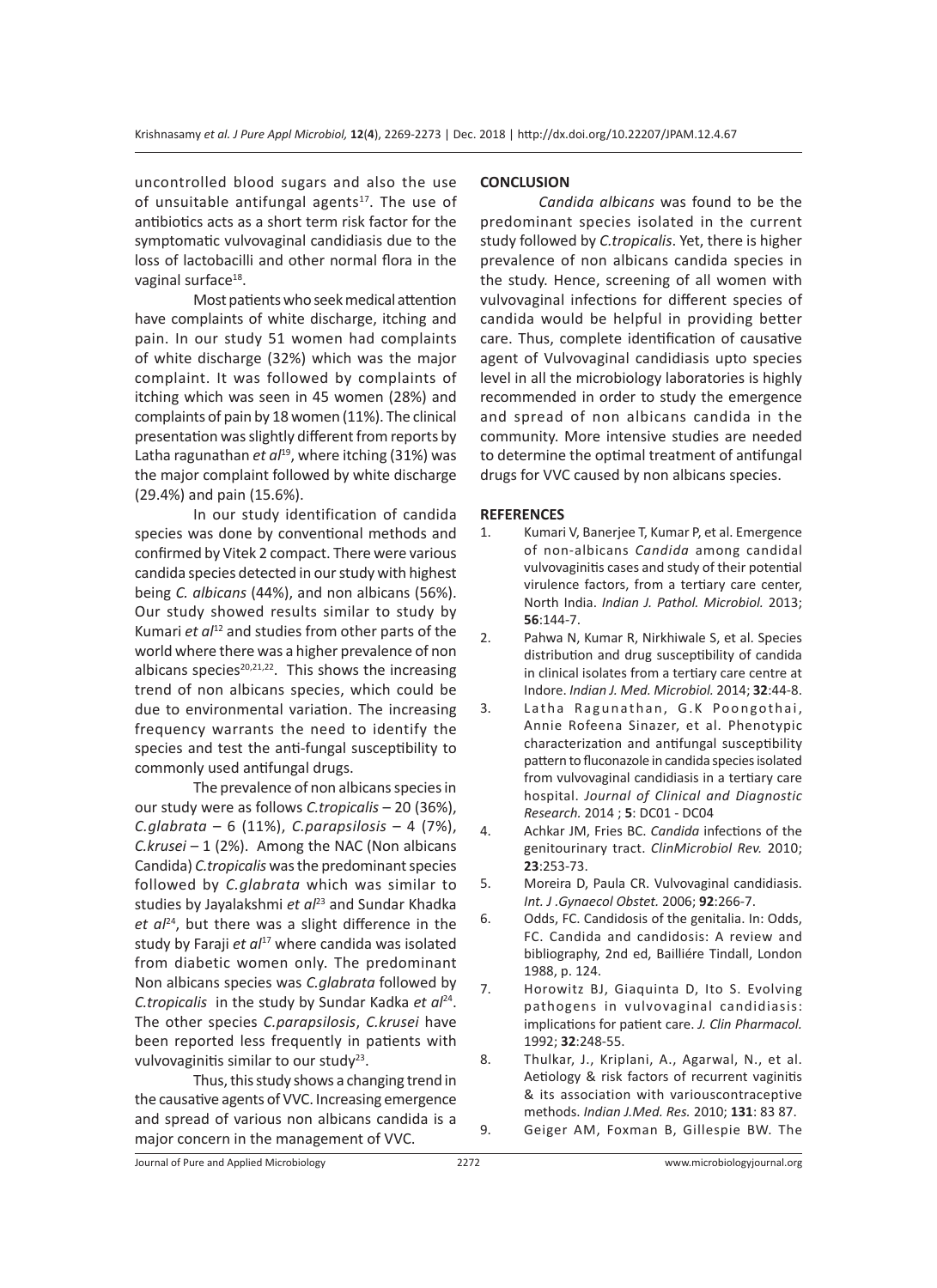uncontrolled blood sugars and also the use of unsuitable antifungal agents[17]. The use of antibiotics acts as a short term risk factor for the symptomatic vulvovaginal candidiasis due to the loss of lactobacilli and other normal flora in the vaginal surface[18].

Most patients who seek medical attention have complaints of white discharge, itching and pain. In our study 51 women had complaints of white discharge (32%) which was the major complaint. It was followed by complaints of itching which was seen in 45 women (28%) and complaints of pain by 18 women (11%). The clinical presentation was slightly different from reports by Latha ragunathan *et al*[19], where itching (31%) was the major complaint followed by white discharge (29.4%) and pain (15.6%).

In our study identification of candida species was done by conventional methods and confirmed by Vitek 2 compact. There were various candida species detected in our study with highest being *C. albicans* (44%), and non albicans (56%). Our study showed results similar to study by Kumari *et al*[12] and studies from other parts of the world where there was a higher prevalence of non albicans species[20,21,22]. This shows the increasing trend of non albicans species, which could be due to environmental variation. The increasing frequency warrants the need to identify the species and test the anti-fungal susceptibility to commonly used antifungal drugs.

The prevalence of non albicans species in our study were as follows *C.tropicalis* – 20 (36%), *C.glabrata* – 6 (11%), *C.parapsilosis* – 4 (7%), *C.krusei* – 1 (2%). Among the NAC (Non albicans Candida) *C.tropicalis* was the predominant species followed by *C.glabrata* which was similar to studies by Jayalakshmi *et al*[23] and Sundar Khadka *et al*[24], but there was a slight difference in the study by Faraji *et al*[17] where candida was isolated from diabetic women only. The predominant Non albicans species was *C.glabrata* followed by *C.tropicalis* in the study by Sundar Kadka *et al*[24]. The other species *C.parapsilosis*, *C.krusei* have been reported less frequently in patients with vulvovaginitis similar to our study[23].

Thus, this study shows a changing trend in the causative agents of VVC. Increasing emergence and spread of various non albicans candida is a major concern in the management of VVC.

## CONCLUSION

*Candida albicans* was found to be the predominant species isolated in the current study followed by *C.tropicalis*. Yet, there is higher prevalence of non albicans candida species in the study. Hence, screening of all women with vulvovaginal infections for different species of candida would be helpful in providing better care. Thus, complete identification of causative agent of Vulvovaginal candidiasis upto species level in all the microbiology laboratories is highly recommended in order to study the emergence and spread of non albicans candida in the community. More intensive studies are needed to determine the optimal treatment of antifungal drugs for VVC caused by non albicans species.

## REFERENCES

1. Kumari V, Banerjee T, Kumar P, et al. Emergence of non-albicans *Candida* among candidal vulvovaginitis cases and study of their potential virulence factors, from a tertiary care center, North India. *Indian J. Pathol. Microbiol.* 2013; **56**:144-7.
2. Pahwa N, Kumar R, Nirkhiwale S, et al. Species distribution and drug susceptibility of candida in clinical isolates from a tertiary care centre at Indore. *Indian J. Med. Microbiol.* 2014; **32**:44-8.
3. Latha Ragunathan, G.K Poongothai, Annie Rofeena Sinazer, et al. Phenotypic characterization and antifungal susceptibility pattern to fluconazole in candida species isolated from vulvovaginal candidiasis in a tertiary care hospital. *Journal of Clinical and Diagnostic Research.* 2014 ; **5**: DC01 - DC04
4. Achkar JM, Fries BC. *Candida* infections of the genitourinary tract. *ClinMicrobiol Rev.* 2010; **23**:253-73.
5. Moreira D, Paula CR. Vulvovaginal candidiasis. *Int. J .Gynaecol Obstet.* 2006; **92**:266-7.
6. Odds, FC. Candidosis of the genitalia. In: Odds, FC. Candida and candidosis: A review and bibliography, 2nd ed, Bailliére Tindall, London 1988, p. 124.
7. Horowitz BJ, Giaquinta D, Ito S. Evolving pathogens in vulvovaginal candidiasis: implications for patient care. *J. Clin Pharmacol.* 1992; **32**:248-55.
8. Thulkar, J., Kriplani, A., Agarwal, N., et al. Aetiology & risk factors of recurrent vaginitis & its association with variouscontraceptive methods. *Indian J.Med. Res.* 2010; **131**: 83 87.
9. Geiger AM, Foxman B, Gillespie BW. The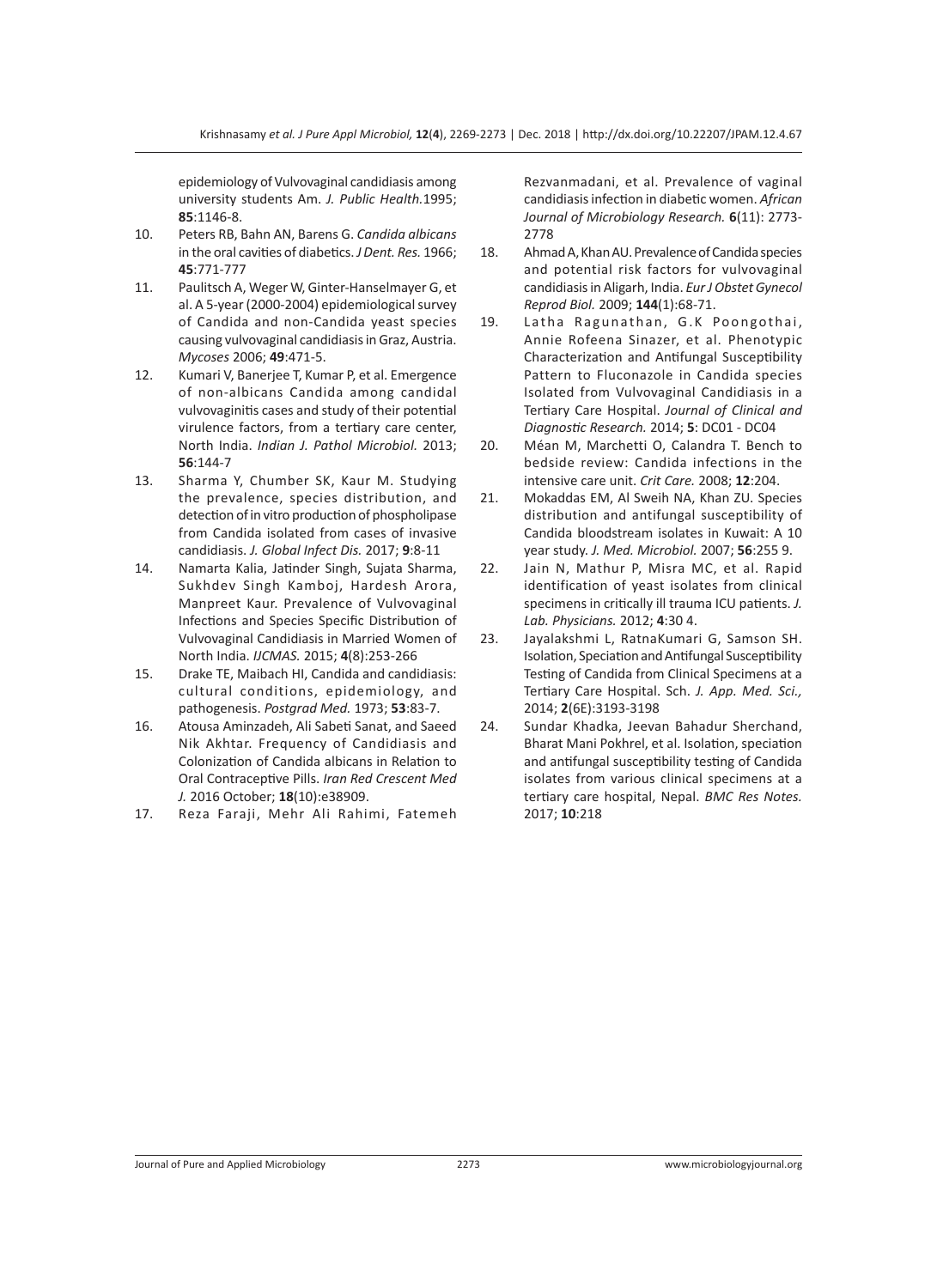epidemiology of Vulvovaginal candidiasis among university students Am. *J. Public Health.*1995; **85**:1146-8.

10. Peters RB, Bahn AN, Barens G. *Candida albicans* in the oral cavities of diabetics. *J Dent. Res.* 1966; **45**:771-777
11. Paulitsch A, Weger W, Ginter-Hanselmayer G, et al. A 5-year (2000-2004) epidemiological survey of Candida and non-Candida yeast species causing vulvovaginal candidiasis in Graz, Austria. *Mycoses* 2006; **49**:471-5.
12. Kumari V, Banerjee T, Kumar P, et al. Emergence of non-albicans Candida among candidal vulvovaginitis cases and study of their potential virulence factors, from a tertiary care center, North India. *Indian J. Pathol Microbiol.* 2013; **56**:144-7
13. Sharma Y, Chumber SK, Kaur M. Studying the prevalence, species distribution, and detection of in vitro production of phospholipase from Candida isolated from cases of invasive candidiasis. *J. Global Infect Dis.* 2017; **9**:8-11
14. Namarta Kalia, Jatinder Singh, Sujata Sharma, Sukhdev Singh Kamboj, Hardesh Arora, Manpreet Kaur. Prevalence of Vulvovaginal Infections and Species Specific Distribution of Vulvovaginal Candidiasis in Married Women of North India. *IJCMAS.* 2015; **4**(8):253-266
15. Drake TE, Maibach HI, Candida and candidiasis: cultural conditions, epidemiology, and pathogenesis. *Postgrad Med.* 1973; **53**:83-7.
16. Atousa Aminzadeh, Ali Sabeti Sanat, and Saeed Nik Akhtar. Frequency of Candidiasis and Colonization of Candida albicans in Relation to Oral Contraceptive Pills. *Iran Red Crescent Med J.* 2016 October; **18**(10):e38909.
17. Reza Faraji, Mehr Ali Rahimi, Fatemeh Rezvanmadani, et al. Prevalence of vaginal candidiasis infection in diabetic women. *African Journal of Microbiology Research.* **6**(11): 2773-2778
18. Ahmad A, Khan AU. Prevalence of Candida species and potential risk factors for vulvovaginal candidiasis in Aligarh, India. *Eur J Obstet Gynecol Reprod Biol.* 2009; **144**(1):68-71.
19. Latha Ragunathan, G.K Poongothai, Annie Rofeena Sinazer, et al. Phenotypic Characterization and Antifungal Susceptibility Pattern to Fluconazole in Candida species Isolated from Vulvovaginal Candidiasis in a Tertiary Care Hospital. *Journal of Clinical and Diagnostic Research.* 2014; **5**: DC01 - DC04
20. Méan M, Marchetti O, Calandra T. Bench to bedside review: Candida infections in the intensive care unit. *Crit Care.* 2008; **12**:204.
21. Mokaddas EM, Al Sweih NA, Khan ZU. Species distribution and antifungal susceptibility of Candida bloodstream isolates in Kuwait: A 10 year study. *J. Med. Microbiol.* 2007; **56**:255 9.
22. Jain N, Mathur P, Misra MC, et al. Rapid identification of yeast isolates from clinical specimens in critically ill trauma ICU patients. *J. Lab. Physicians.* 2012; **4**:30 4.
23. Jayalakshmi L, RatnaKumari G, Samson SH. Isolation, Speciation and Antifungal Susceptibility Testing of Candida from Clinical Specimens at a Tertiary Care Hospital. Sch. *J. App. Med. Sci.,* 2014; **2**(6E):3193-3198
24. Sundar Khadka, Jeevan Bahadur Sherchand, Bharat Mani Pokhrel, et al. Isolation, speciation and antifungal susceptibility testing of Candida isolates from various clinical specimens at a tertiary care hospital, Nepal. *BMC Res Notes.* 2017; **10**:218